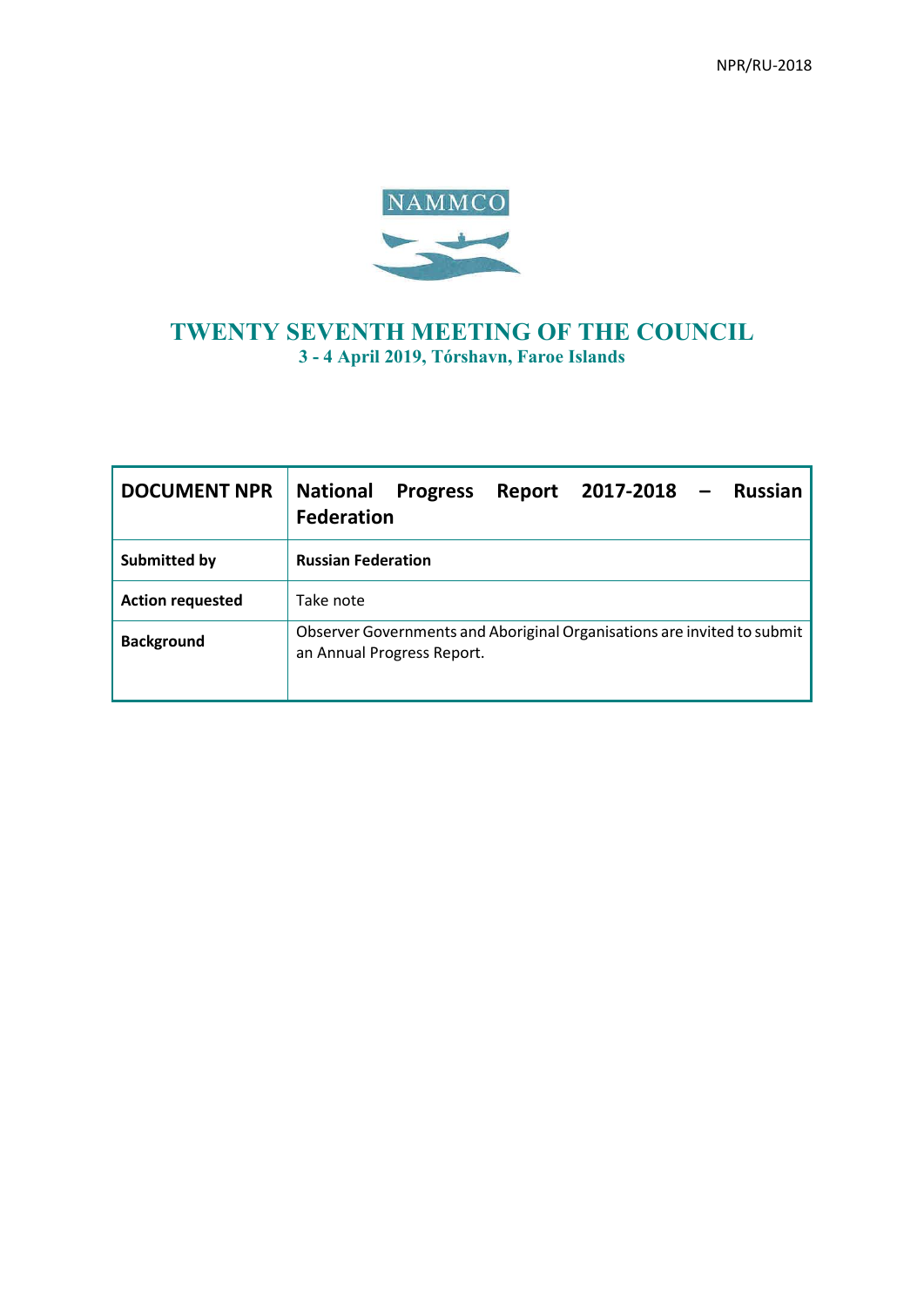NPR/RU-2018

NAMMCO

# TWENTY SEVENTH MEETING OF THE COUNCIL

**3 - 4 April 2019, Tórshavn, Faroe Islands**

| **DOCUMENT NPR** | **National Progress Report 2017-2018 – Russian Federation** |
|---|---|
| **Submitted by** | **Russian Federation** |
| **Action requested** | Take note |
| **Background** | Observer Governments and Aboriginal Organisations are invited to submit an Annual Progress Report. |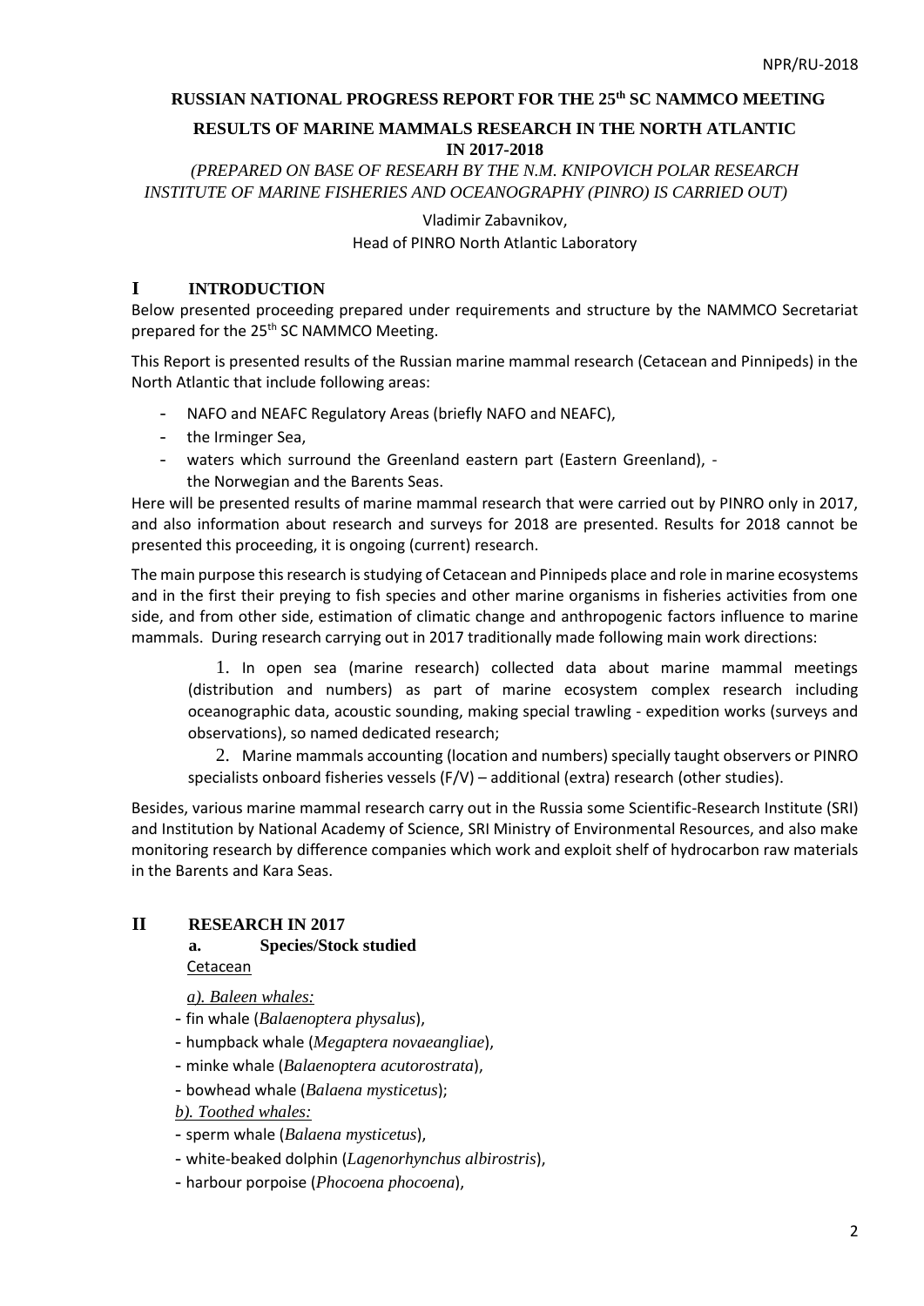NPR/RU-2018

**RUSSIAN NATIONAL PROGRESS REPORT FOR THE 25th SC NAMMCO MEETING**

**RESULTS OF MARINE MAMMALS RESEARCH IN THE NORTH ATLANTIC IN 2017-2018**

*(PREPARED ON BASE OF RESEARH BY THE N.M. KNIPOVICH POLAR RESEARCH INSTITUTE OF MARINE FISHERIES AND OCEANOGRAPHY (PINRO) IS CARRIED OUT)*

Vladimir Zabavnikov,
Head of PINRO North Atlantic Laboratory

# I INTRODUCTION

Below presented proceeding prepared under requirements and structure by the NAMMCO Secretariat prepared for the 25th SC NAMMCO Meeting.

This Report is presented results of the Russian marine mammal research (Cetacean and Pinnipeds) in the North Atlantic that include following areas:

- NAFO and NEAFC Regulatory Areas (briefly NAFO and NEAFC),
- the Irminger Sea,
- waters which surround the Greenland eastern part (Eastern Greenland), - the Norwegian and the Barents Seas.

Here will be presented results of marine mammal research that were carried out by PINRO only in 2017, and also information about research and surveys for 2018 are presented. Results for 2018 cannot be presented this proceeding, it is ongoing (current) research.

The main purpose this research is studying of Cetacean and Pinnipeds place and role in marine ecosystems and in the first their preying to fish species and other marine organisms in fisheries activities from one side, and from other side, estimation of climatic change and anthropogenic factors influence to marine mammals. During research carrying out in 2017 traditionally made following main work directions:

1. In open sea (marine research) collected data about marine mammal meetings (distribution and numbers) as part of marine ecosystem complex research including oceanographic data, acoustic sounding, making special trawling - expedition works (surveys and observations), so named dedicated research;

2. Marine mammals accounting (location and numbers) specially taught observers or PINRO specialists onboard fisheries vessels (F/V) – additional (extra) research (other studies).

Besides, various marine mammal research carry out in the Russia some Scientific-Research Institute (SRI) and Institution by National Academy of Science, SRI Ministry of Environmental Resources, and also make monitoring research by difference companies which work and exploit shelf of hydrocarbon raw materials in the Barents and Kara Seas.

# II RESEARCH IN 2017

## a. Species/Stock studied

Cetacean

*a). Baleen whales:*

- fin whale (*Balaenoptera physalus*),
- humpback whale (*Megaptera novaeangliae*),
- minke whale (*Balaenoptera acutorostrata*),
- bowhead whale (*Balaena mysticetus*);

*b). Toothed whales:*

- sperm whale (*Balaena mysticetus*),
- white-beaked dolphin (*Lagenorhynchus albirostris*),
- harbour porpoise (*Phocoena phocoena*),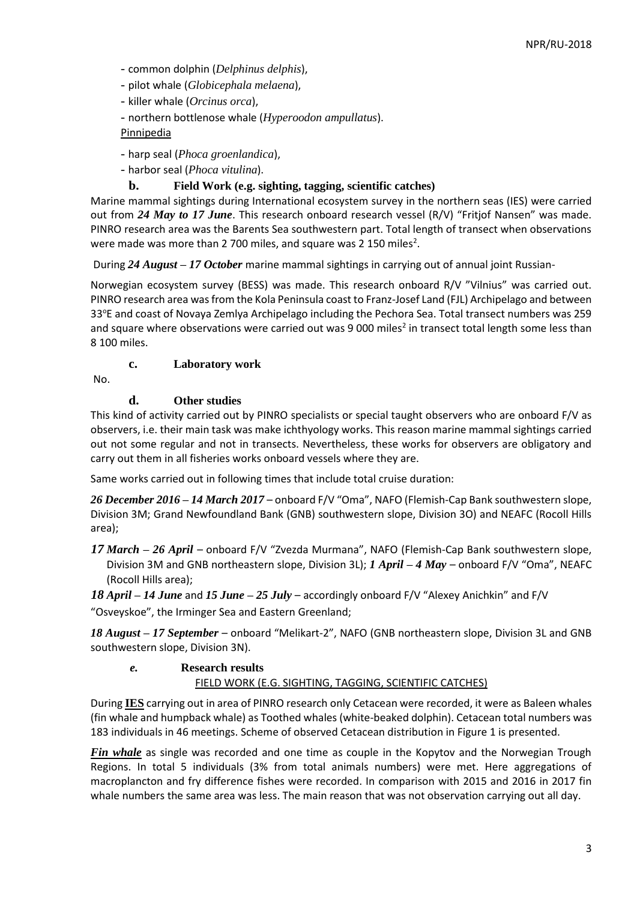- common dolphin (*Delphinus delphis*),
- pilot whale (*Globicephala melaena*),
- killer whale (*Orcinus orca*),
- northern bottlenose whale (*Hyperoodon ampullatus*).

Pinnipedia

- harp seal (*Phoca groenlandica*),
- harbor seal (*Phoca vitulina*).

### b. Field Work (e.g. sighting, tagging, scientific catches)

Marine mammal sightings during International ecosystem survey in the northern seas (IES) were carried out from ***24 May to 17 June***. This research onboard research vessel (R/V) "Fritjof Nansen" was made. PINRO research area was the Barents Sea southwestern part. Total length of transect when observations were made was more than 2 700 miles, and square was 2 150 miles$^2$.

During ***24 August – 17 October*** marine mammal sightings in carrying out of annual joint Russian-Norwegian ecosystem survey (BESS) was made. This research onboard R/V "Vilnius" was carried out. PINRO research area was from the Kola Peninsula coast to Franz-Josef Land (FJL) Archipelago and between 33°E and coast of Novaya Zemlya Archipelago including the Pechora Sea. Total transect numbers was 259 and square where observations were carried out was 9 000 miles$^2$ in transect total length some less than 8 100 miles.

### c. Laboratory work

No.

### d. Other studies

This kind of activity carried out by PINRO specialists or special taught observers who are onboard F/V as observers, i.e. their main task was make ichthyology works. This reason marine mammal sightings carried out not some regular and not in transects. Nevertheless, these works for observers are obligatory and carry out them in all fisheries works onboard vessels where they are.

Same works carried out in following times that include total cruise duration:

***26 December 2016 – 14 March 2017*** – onboard F/V "Oma", NAFO (Flemish-Cap Bank southwestern slope, Division 3M; Grand Newfoundland Bank (GNB) southwestern slope, Division 3O) and NEAFC (Rocoll Hills area);

***17 March – 26 April*** – onboard F/V "Zvezda Murmana", NAFO (Flemish-Cap Bank southwestern slope, Division 3M and GNB northeastern slope, Division 3L); ***1 April – 4 May*** – onboard F/V "Oma", NEAFC (Rocoll Hills area);

***18 April – 14 June*** and ***15 June – 25 July*** – accordingly onboard F/V "Alexey Anichkin" and F/V "Osveyskoe", the Irminger Sea and Eastern Greenland;

***18 August – 17 September*** – onboard "Melikart-2", NAFO (GNB northeastern slope, Division 3L and GNB southwestern slope, Division 3N).

### *e.* Research results

FIELD WORK (E.G. SIGHTING, TAGGING, SCIENTIFIC CATCHES)

During **IES** carrying out in area of PINRO research only Cetacean were recorded, it were as Baleen whales (fin whale and humpback whale) as Toothed whales (white-beaked dolphin). Cetacean total numbers was 183 individuals in 46 meetings. Scheme of observed Cetacean distribution in Figure 1 is presented.

***Fin whale*** as single was recorded and one time as couple in the Kopytov and the Norwegian Trough Regions. In total 5 individuals (3% from total animals numbers) were met. Here aggregations of macroplancton and fry difference fishes were recorded. In comparison with 2015 and 2016 in 2017 fin whale numbers the same area was less. The main reason that was not observation carrying out all day.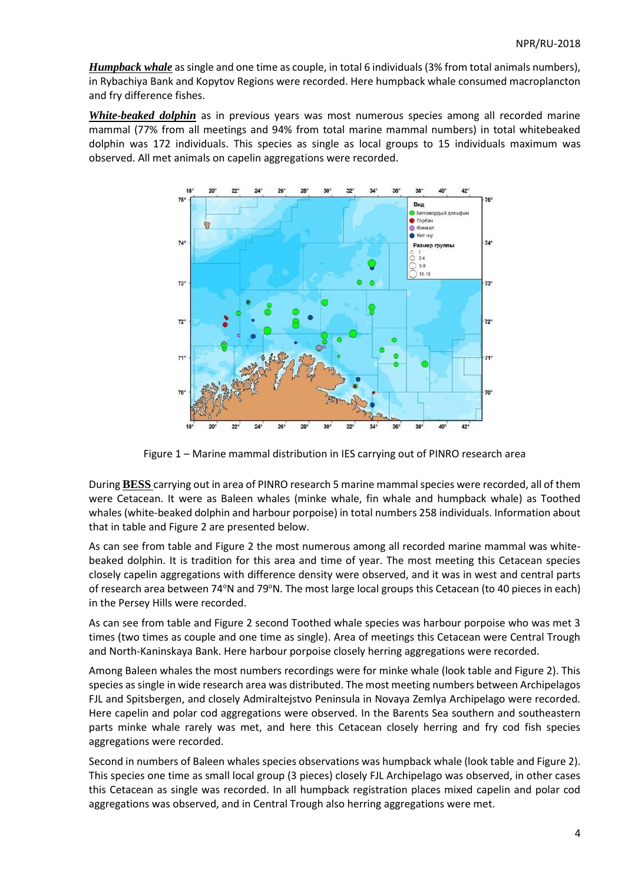***Humpback whale*** as single and one time as couple, in total 6 individuals (3% from total animals numbers), in Rybachiya Bank and Kopytov Regions were recorded. Here humpback whale consumed macroplancton and fry difference fishes.

***White-beaked dolphin*** as in previous years was most numerous species among all recorded marine mammal (77% from all meetings and 94% from total marine mammal numbers) in total whitebeaked dolphin was 172 individuals. This species as single as local groups to 15 individuals maximum was observed. All met animals on capelin aggregations were recorded.

Figure 1 – Marine mammal distribution in IES carrying out of PINRO research area

During **BESS** carrying out in area of PINRO research 5 marine mammal species were recorded, all of them were Cetacean. It were as Baleen whales (minke whale, fin whale and humpback whale) as Toothed whales (white-beaked dolphin and harbour porpoise) in total numbers 258 individuals. Information about that in table and Figure 2 are presented below.

As can see from table and Figure 2 the most numerous among all recorded marine mammal was white-beaked dolphin. It is tradition for this area and time of year. The most meeting this Cetacean species closely capelin aggregations with difference density were observed, and it was in west and central parts of research area between 74°N and 79°N. The most large local groups this Cetacean (to 40 pieces in each) in the Persey Hills were recorded.

As can see from table and Figure 2 second Toothed whale species was harbour porpoise who was met 3 times (two times as couple and one time as single). Area of meetings this Cetacean were Central Trough and North-Kaninskaya Bank. Here harbour porpoise closely herring aggregations were recorded.

Among Baleen whales the most numbers recordings were for minke whale (look table and Figure 2). This species as single in wide research area was distributed. The most meeting numbers between Archipelagos FJL and Spitsbergen, and closely Admiraltejstvo Peninsula in Novaya Zemlya Archipelago were recorded. Here capelin and polar cod aggregations were observed. In the Barents Sea southern and southeastern parts minke whale rarely was met, and here this Cetacean closely herring and fry cod fish species aggregations were recorded.

Second in numbers of Baleen whales species observations was humpback whale (look table and Figure 2). This species one time as small local group (3 pieces) closely FJL Archipelago was observed, in other cases this Cetacean as single was recorded. In all humpback registration places mixed capelin and polar cod aggregations was observed, and in Central Trough also herring aggregations were met.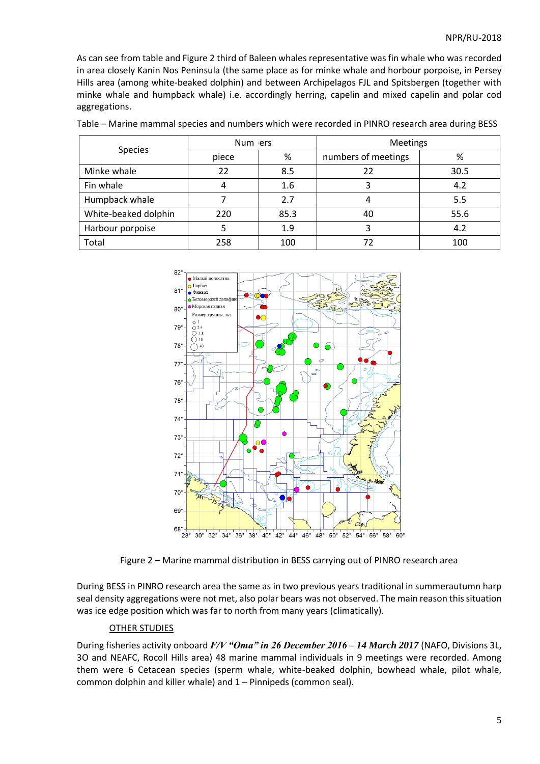As can see from table and Figure 2 third of Baleen whales representative was fin whale who was recorded in area closely Kanin Nos Peninsula (the same place as for minke whale and horbour porpoise, in Persey Hills area (among white-beaked dolphin) and between Archipelagos FJL and Spitsbergen (together with minke whale and humpback whale) i.e. accordingly herring, capelin and mixed capelin and polar cod aggregations.

Table – Marine mammal species and numbers which were recorded in PINRO research area during BESS

| Species | Numbers | | Meetings | |
|---|---|---|---|---|
| | piece | % | numbers of meetings | % |
| Minke whale | 22 | 8.5 | 22 | 30.5 |
| Fin whale | 4 | 1.6 | 3 | 4.2 |
| Humpback whale | 7 | 2.7 | 4 | 5.5 |
| White-beaked dolphin | 220 | 85.3 | 40 | 55.6 |
| Harbour porpoise | 5 | 1.9 | 3 | 4.2 |
| Total | 258 | 100 | 72 | 100 |

Figure 2 – Marine mammal distribution in BESS carrying out of PINRO research area

During BESS in PINRO research area the same as in two previous years traditional in summerautumn harp seal density aggregations were not met, also polar bears was not observed. The main reason this situation was ice edge position which was far to north from many years (climatically).

OTHER STUDIES

During fisheries activity onboard ***F/V "Oma" in 26 December 2016 – 14 March 2017*** (NAFO, Divisions 3L, 3O and NEAFC, Rocoll Hills area) 48 marine mammal individuals in 9 meetings were recorded. Among them were 6 Cetacean species (sperm whale, white-beaked dolphin, bowhead whale, pilot whale, common dolphin and killer whale) and 1 – Pinnipeds (common seal).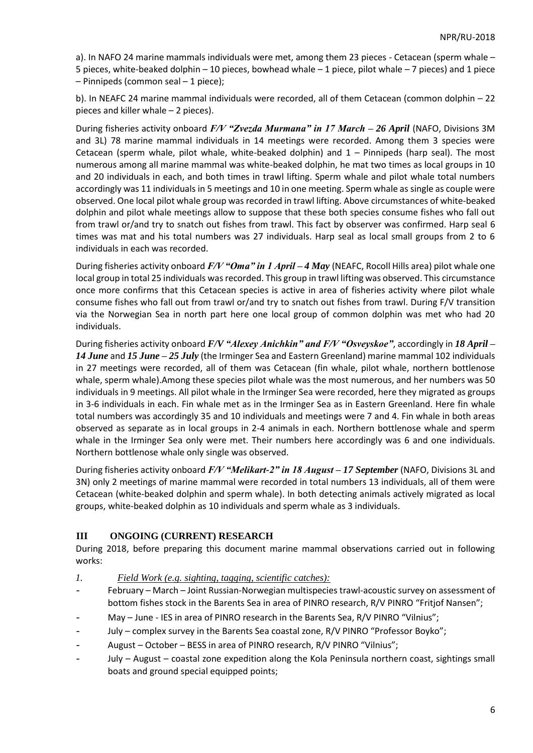a). In NAFO 24 marine mammals individuals were met, among them 23 pieces - Cetacean (sperm whale – 5 pieces, white-beaked dolphin – 10 pieces, bowhead whale – 1 piece, pilot whale – 7 pieces) and 1 piece – Pinnipeds (common seal – 1 piece);

b). In NEAFC 24 marine mammal individuals were recorded, all of them Cetacean (common dolphin – 22 pieces and killer whale – 2 pieces).

During fisheries activity onboard ***F/V "Zvezda Murmana" in 17 March – 26 April*** (NAFO, Divisions 3M and 3L) 78 marine mammal individuals in 14 meetings were recorded. Among them 3 species were Cetacean (sperm whale, pilot whale, white-beaked dolphin) and 1 – Pinnipeds (harp seal). The most numerous among all marine mammal was white-beaked dolphin, he mat two times as local groups in 10 and 20 individuals in each, and both times in trawl lifting. Sperm whale and pilot whale total numbers accordingly was 11 individuals in 5 meetings and 10 in one meeting. Sperm whale as single as couple were observed. One local pilot whale group was recorded in trawl lifting. Above circumstances of white-beaked dolphin and pilot whale meetings allow to suppose that these both species consume fishes who fall out from trawl or/and try to snatch out fishes from trawl. This fact by observer was confirmed. Harp seal 6 times was mat and his total numbers was 27 individuals. Harp seal as local small groups from 2 to 6 individuals in each was recorded.

During fisheries activity onboard ***F/V "Oma" in 1 April – 4 May*** (NEAFC, Rocoll Hills area) pilot whale one local group in total 25 individuals was recorded. This group in trawl lifting was observed. This circumstance once more confirms that this Cetacean species is active in area of fisheries activity where pilot whale consume fishes who fall out from trawl or/and try to snatch out fishes from trawl. During F/V transition via the Norwegian Sea in north part here one local group of common dolphin was met who had 20 individuals.

During fisheries activity onboard ***F/V "Alexey Anichkin" and F/V "Osveyskoe"***, accordingly in ***18 April – 14 June*** and ***15 June – 25 July*** (the Irminger Sea and Eastern Greenland) marine mammal 102 individuals in 27 meetings were recorded, all of them was Cetacean (fin whale, pilot whale, northern bottlenose whale, sperm whale).Among these species pilot whale was the most numerous, and her numbers was 50 individuals in 9 meetings. All pilot whale in the Irminger Sea were recorded, here they migrated as groups in 3-6 individuals in each. Fin whale met as in the Irminger Sea as in Eastern Greenland. Here fin whale total numbers was accordingly 35 and 10 individuals and meetings were 7 and 4. Fin whale in both areas observed as separate as in local groups in 2-4 animals in each. Northern bottlenose whale and sperm whale in the Irminger Sea only were met. Their numbers here accordingly was 6 and one individuals. Northern bottlenose whale only single was observed.

During fisheries activity onboard ***F/V "Melikart-2" in 18 August – 17 September*** (NAFO, Divisions 3L and 3N) only 2 meetings of marine mammal were recorded in total numbers 13 individuals, all of them were Cetacean (white-beaked dolphin and sperm whale). In both detecting animals actively migrated as local groups, white-beaked dolphin as 10 individuals and sperm whale as 3 individuals.

## III ONGOING (CURRENT) RESEARCH

During 2018, before preparing this document marine mammal observations carried out in following works:

1. *Field Work (e.g. sighting, tagging, scientific catches):*

- February – March – Joint Russian-Norwegian multispecies trawl-acoustic survey on assessment of bottom fishes stock in the Barents Sea in area of PINRO research, R/V PINRO "Fritjof Nansen";
- May – June - IES in area of PINRO research in the Barents Sea, R/V PINRO "Vilnius";
- July – complex survey in the Barents Sea coastal zone, R/V PINRO "Professor Boyko";
- August – October – BESS in area of PINRO research, R/V PINRO "Vilnius";
- July – August – coastal zone expedition along the Kola Peninsula northern coast, sightings small boats and ground special equipped points;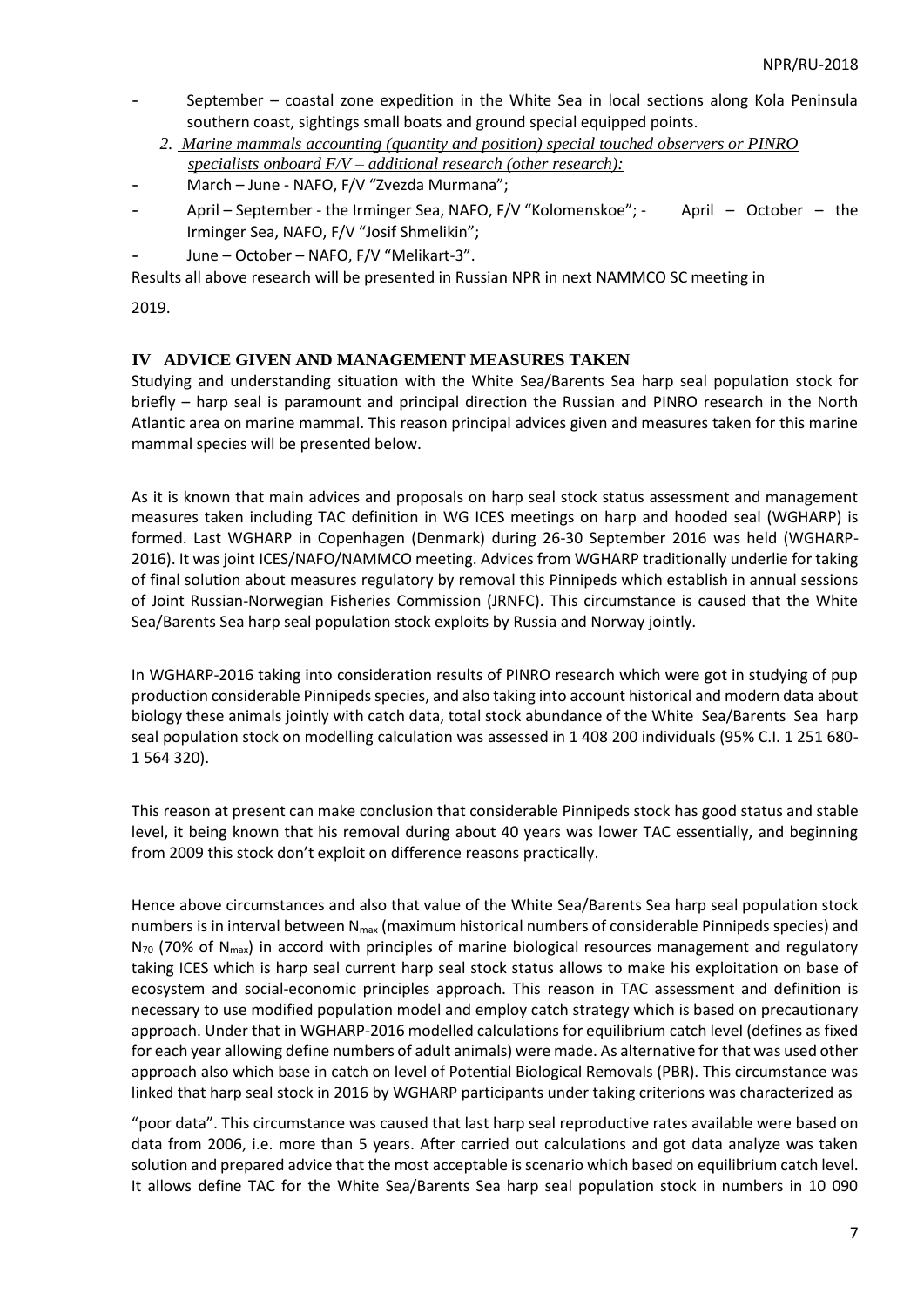- September – coastal zone expedition in the White Sea in local sections along Kola Peninsula southern coast, sightings small boats and ground special equipped points.

2. *Marine mammals accounting (quantity and position) special touched observers or PINRO specialists onboard F/V – additional research (other research):*

- March – June - NAFO, F/V "Zvezda Murmana";
- April – September - the Irminger Sea, NAFO, F/V "Kolomenskoe"; - April – October – the Irminger Sea, NAFO, F/V "Josif Shmelikin";
- June – October – NAFO, F/V "Melikart-3".

Results all above research will be presented in Russian NPR in next NAMMCO SC meeting in 2019.

## IV ADVICE GIVEN AND MANAGEMENT MEASURES TAKEN

Studying and understanding situation with the White Sea/Barents Sea harp seal population stock for briefly – harp seal is paramount and principal direction the Russian and PINRO research in the North Atlantic area on marine mammal. This reason principal advices given and measures taken for this marine mammal species will be presented below.

As it is known that main advices and proposals on harp seal stock status assessment and management measures taken including TAC definition in WG ICES meetings on harp and hooded seal (WGHARP) is formed. Last WGHARP in Copenhagen (Denmark) during 26-30 September 2016 was held (WGHARP-2016). It was joint ICES/NAFO/NAMMCO meeting. Advices from WGHARP traditionally underlie for taking of final solution about measures regulatory by removal this Pinnipeds which establish in annual sessions of Joint Russian-Norwegian Fisheries Commission (JRNFC). This circumstance is caused that the White Sea/Barents Sea harp seal population stock exploits by Russia and Norway jointly.

In WGHARP-2016 taking into consideration results of PINRO research which were got in studying of pup production considerable Pinnipeds species, and also taking into account historical and modern data about biology these animals jointly with catch data, total stock abundance of the White Sea/Barents Sea harp seal population stock on modelling calculation was assessed in 1 408 200 individuals (95% C.I. 1 251 680-1 564 320).

This reason at present can make conclusion that considerable Pinnipeds stock has good status and stable level, it being known that his removal during about 40 years was lower TAC essentially, and beginning from 2009 this stock don't exploit on difference reasons practically.

Hence above circumstances and also that value of the White Sea/Barents Sea harp seal population stock numbers is in interval between $N_{max}$ (maximum historical numbers of considerable Pinnipeds species) and $N_{70}$ (70% of $N_{max}$) in accord with principles of marine biological resources management and regulatory taking ICES which is harp seal current harp seal stock status allows to make his exploitation on base of ecosystem and social-economic principles approach. This reason in TAC assessment and definition is necessary to use modified population model and employ catch strategy which is based on precautionary approach. Under that in WGHARP-2016 modelled calculations for equilibrium catch level (defines as fixed for each year allowing define numbers of adult animals) were made. As alternative for that was used other approach also which base in catch on level of Potential Biological Removals (PBR). This circumstance was linked that harp seal stock in 2016 by WGHARP participants under taking criterions was characterized as "poor data". This circumstance was caused that last harp seal reproductive rates available were based on data from 2006, i.e. more than 5 years. After carried out calculations and got data analyze was taken solution and prepared advice that the most acceptable is scenario which based on equilibrium catch level. It allows define TAC for the White Sea/Barents Sea harp seal population stock in numbers in 10 090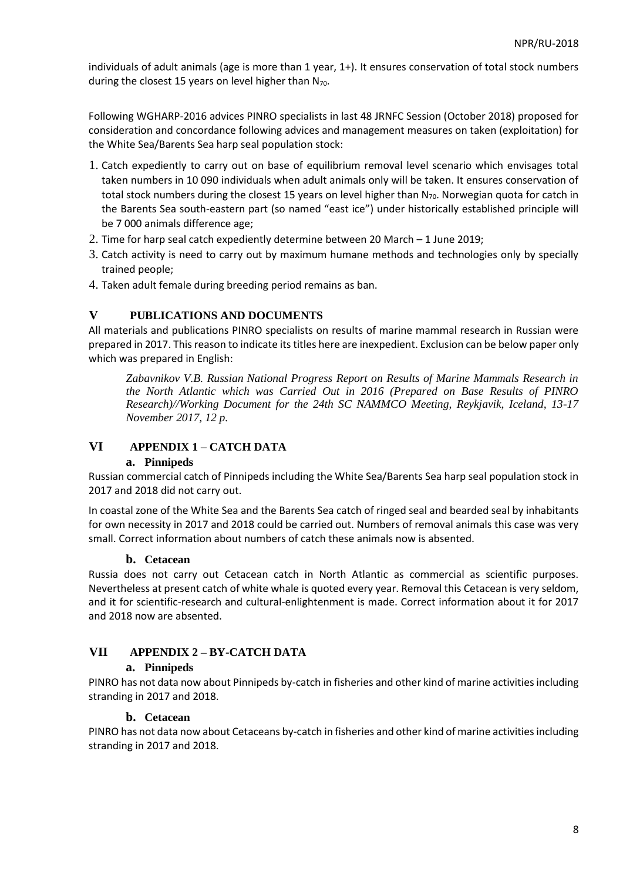individuals of adult animals (age is more than 1 year, 1+). It ensures conservation of total stock numbers during the closest 15 years on level higher than $N_{70}$.

Following WGHARP-2016 advices PINRO specialists in last 48 JRNFC Session (October 2018) proposed for consideration and concordance following advices and management measures on taken (exploitation) for the White Sea/Barents Sea harp seal population stock:

1. Catch expediently to carry out on base of equilibrium removal level scenario which envisages total taken numbers in 10 090 individuals when adult animals only will be taken. It ensures conservation of total stock numbers during the closest 15 years on level higher than $N_{70}$. Norwegian quota for catch in the Barents Sea south-eastern part (so named "east ice") under historically established principle will be 7 000 animals difference age;
2. Time for harp seal catch expediently determine between 20 March – 1 June 2019;
3. Catch activity is need to carry out by maximum humane methods and technologies only by specially trained people;
4. Taken adult female during breeding period remains as ban.

## V PUBLICATIONS AND DOCUMENTS

All materials and publications PINRO specialists on results of marine mammal research in Russian were prepared in 2017. This reason to indicate its titles here are inexpedient. Exclusion can be below paper only which was prepared in English:

> *Zabavnikov V.B. Russian National Progress Report on Results of Marine Mammals Research in the North Atlantic which was Carried Out in 2016 (Prepared on Base Results of PINRO Research)//Working Document for the 24th SC NAMMCO Meeting, Reykjavik, Iceland, 13-17 November 2017, 12 p.*

## VI APPENDIX 1 – CATCH DATA

### a. Pinnipeds

Russian commercial catch of Pinnipeds including the White Sea/Barents Sea harp seal population stock in 2017 and 2018 did not carry out.

In coastal zone of the White Sea and the Barents Sea catch of ringed seal and bearded seal by inhabitants for own necessity in 2017 and 2018 could be carried out. Numbers of removal animals this case was very small. Correct information about numbers of catch these animals now is absented.

### b. Cetacean

Russia does not carry out Cetacean catch in North Atlantic as commercial as scientific purposes. Nevertheless at present catch of white whale is quoted every year. Removal this Cetacean is very seldom, and it for scientific-research and cultural-enlightenment is made. Correct information about it for 2017 and 2018 now are absented.

## VII APPENDIX 2 – BY-CATCH DATA

### a. Pinnipeds

PINRO has not data now about Pinnipeds by-catch in fisheries and other kind of marine activities including stranding in 2017 and 2018.

### b. Cetacean

PINRO has not data now about Cetaceans by-catch in fisheries and other kind of marine activities including stranding in 2017 and 2018.